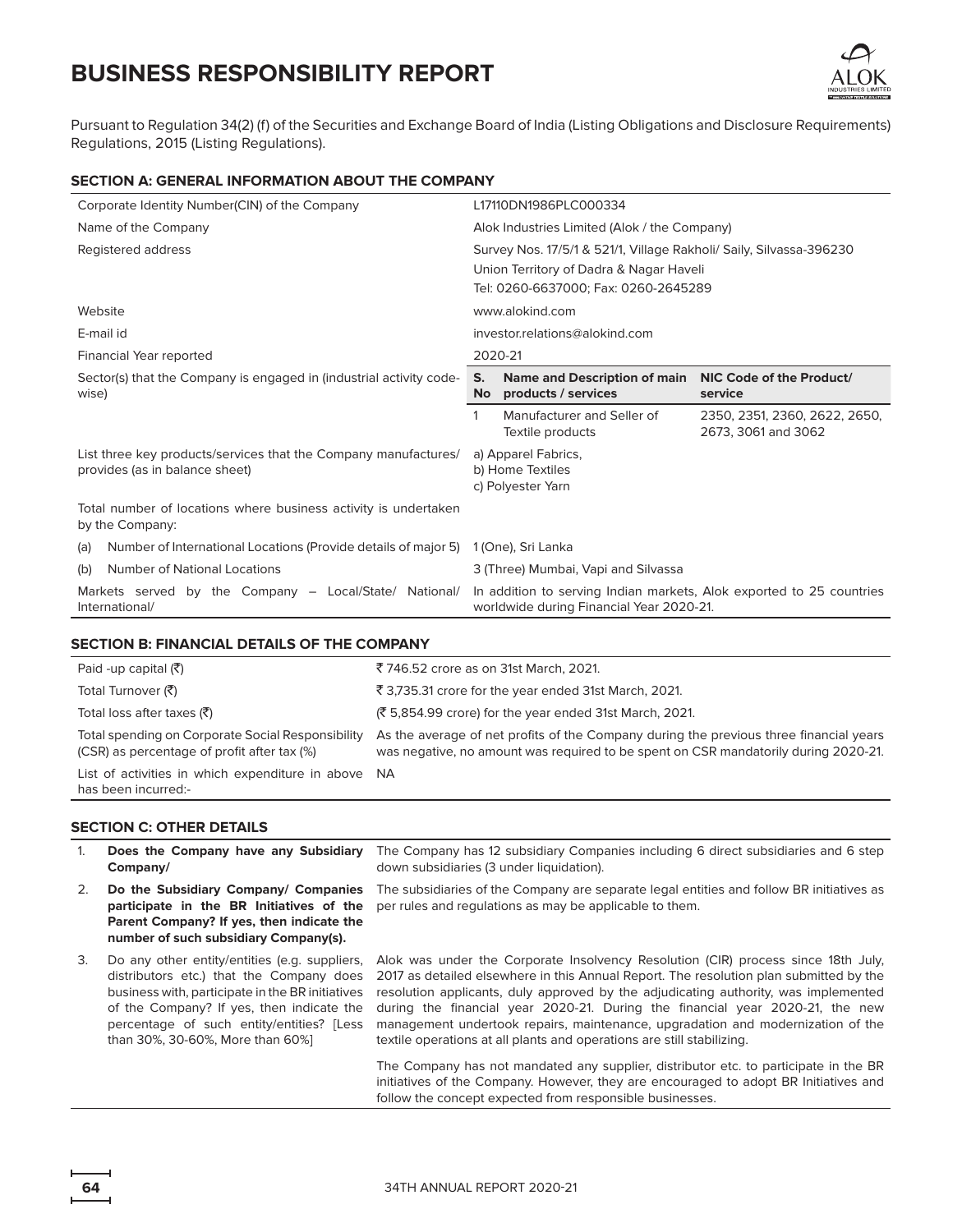# BUSINESS RESPONSIBILITY REPORT

Pursuant to Regulation 34(2) (f) of the Securities and Exchange Board of India (Listing Obligations and Disclosure Requirements) Regulations, 2015 (Listing Regulations).

## SECTION A: GENERAL INFORMATION ABOUT THE COMPANY

| | | | |
|---|---|---|---|
| Corporate Identity Number(CIN) of the Company | L17110DN1986PLC000334 | | |
| Name of the Company | Alok Industries Limited (Alok / the Company) | | |
| Registered address | Survey Nos. 17/5/1 & 521/1, Village Rakholi/ Saily, Silvassa-396230<br>Union Territory of Dadra & Nagar Haveli<br>Tel: 0260-6637000; Fax: 0260-2645289 | | |
| Website | www.alokind.com | | |
| E-mail id | investor.relations@alokind.com | | |
| Financial Year reported | 2020-21 | | |
| Sector(s) that the Company is engaged in (industrial activity code-wise) | **S. No** | **Name and Description of main products / services** | **NIC Code of the Product/ service** |
| | 1 | Manufacturer and Seller of Textile products | 2350, 2351, 2360, 2622, 2650, 2673, 3061 and 3062 |
| List three key products/services that the Company manufactures/ provides (as in balance sheet) | a) Apparel Fabrics,<br>b) Home Textiles<br>c) Polyester Yarn | | |
| Total number of locations where business activity is undertaken by the Company: | | | |
| (a) Number of International Locations (Provide details of major 5) | 1 (One), Sri Lanka | | |
| (b) Number of National Locations | 3 (Three) Mumbai, Vapi and Silvassa | | |
| Markets served by the Company – Local/State/ National/ International/ | In addition to serving Indian markets, Alok exported to 25 countries worldwide during Financial Year 2020-21. | | |

## SECTION B: FINANCIAL DETAILS OF THE COMPANY

| | |
|---|---|
| Paid -up capital (₹) | ₹ 746.52 crore as on 31st March, 2021. |
| Total Turnover (₹) | ₹ 3,735.31 crore for the year ended 31st March, 2021. |
| Total loss after taxes (₹) | (₹ 5,854.99 crore) for the year ended 31st March, 2021. |
| Total spending on Corporate Social Responsibility (CSR) as percentage of profit after tax (%) | As the average of net profits of the Company during the previous three financial years was negative, no amount was required to be spent on CSR mandatorily during 2020-21. |
| List of activities in which expenditure in above has been incurred:- | NA |

## SECTION C: OTHER DETAILS

| | | |
|---|---|---|
| 1. | **Does the Company have any Subsidiary Company/** | The Company has 12 subsidiary Companies including 6 direct subsidiaries and 6 step down subsidiaries (3 under liquidation). |
| 2. | **Do the Subsidiary Company/ Companies participate in the BR Initiatives of the Parent Company? If yes, then indicate the number of such subsidiary Company(s).** | The subsidiaries of the Company are separate legal entities and follow BR initiatives as per rules and regulations as may be applicable to them. |
| 3. | Do any other entity/entities (e.g. suppliers, distributors etc.) that the Company does business with, participate in the BR initiatives of the Company? If yes, then indicate the percentage of such entity/entities? [Less than 30%, 30-60%, More than 60%] | Alok was under the Corporate Insolvency Resolution (CIR) process since 18th July, 2017 as detailed elsewhere in this Annual Report. The resolution plan submitted by the resolution applicants, duly approved by the adjudicating authority, was implemented during the financial year 2020-21. During the financial year 2020-21, the new management undertook repairs, maintenance, upgradation and modernization of the textile operations at all plants and operations are still stabilizing.<br><br>The Company has not mandated any supplier, distributor etc. to participate in the BR initiatives of the Company. However, they are encouraged to adopt BR Initiatives and follow the concept expected from responsible businesses. |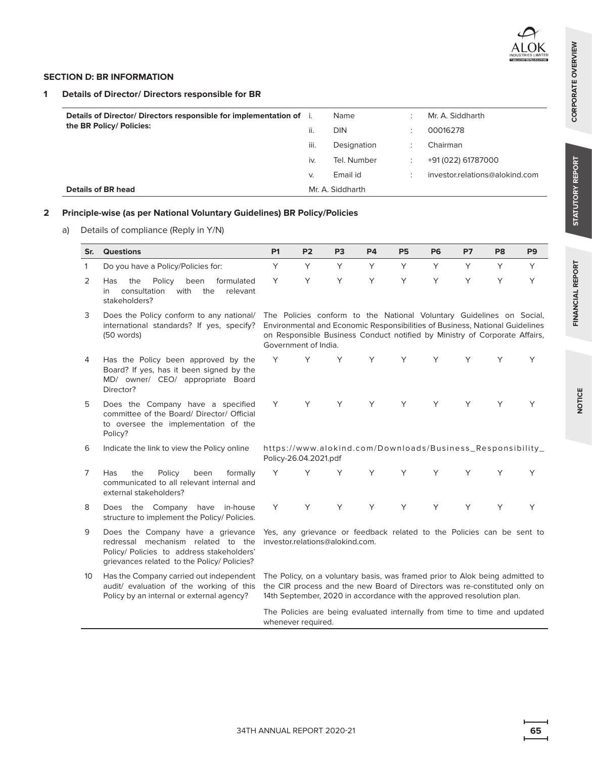## SECTION D: BR INFORMATION

### 1 Details of Director/ Directors responsible for BR

| | | | | |
|---|---|---|---|---|
| **Details of Director/ Directors responsible for implementation of the BR Policy/ Policies:** | i. | Name | : | Mr. A. Siddharth |
| | ii. | DIN | : | 00016278 |
| | iii. | Designation | : | Chairman |
| | iv. | Tel. Number | : | +91 (022) 61787000 |
| | v. | Email id | : | investor.relations@alokind.com |
| **Details of BR head** | Mr. A. Siddharth | | | |

### 2 Principle-wise (as per National Voluntary Guidelines) BR Policy/Policies

a) Details of compliance (Reply in Y/N)

| Sr. | Questions | P1 | P2 | P3 | P4 | P5 | P6 | P7 | P8 | P9 |
|---|---|---|---|---|---|---|---|---|---|---|
| 1 | Do you have a Policy/Policies for: | Y | Y | Y | Y | Y | Y | Y | Y | Y |
| 2 | Has the Policy been formulated in consultation with the relevant stakeholders? | Y | Y | Y | Y | Y | Y | Y | Y | Y |
| 3 | Does the Policy conform to any national/ international standards? If yes, specify? (50 words) | The Policies conform to the National Voluntary Guidelines on Social, Environmental and Economic Responsibilities of Business, National Guidelines on Responsible Business Conduct notified by Ministry of Corporate Affairs, Government of India. | | | | | | | | |
| 4 | Has the Policy been approved by the Board? If yes, has it been signed by the MD/ owner/ CEO/ appropriate Board Director? | Y | Y | Y | Y | Y | Y | Y | Y | Y |
| 5 | Does the Company have a specified committee of the Board/ Director/ Official to oversee the implementation of the Policy? | Y | Y | Y | Y | Y | Y | Y | Y | Y |
| 6 | Indicate the link to view the Policy online | https://www.alokind.com/Downloads/Business_Responsibility_Policy-26.04.2021.pdf | | | | | | | | |
| 7 | Has the Policy been formally communicated to all relevant internal and external stakeholders? | Y | Y | Y | Y | Y | Y | Y | Y | Y |
| 8 | Does the Company have in-house structure to implement the Policy/ Policies. | Y | Y | Y | Y | Y | Y | Y | Y | Y |
| 9 | Does the Company have a grievance redressal mechanism related to the Policy/ Policies to address stakeholders' grievances related to the Policy/ Policies? | Yes, any grievance or feedback related to the Policies can be sent to investor.relations@alokind.com. | | | | | | | | |
| 10 | Has the Company carried out independent audit/ evaluation of the working of this Policy by an internal or external agency? | The Policy, on a voluntary basis, was framed prior to Alok being admitted to the CIR process and the new Board of Directors was re-constituted only on 14th September, 2020 in accordance with the approved resolution plan.<br><br>The Policies are being evaluated internally from time to time and updated whenever required. | | | | | | | | |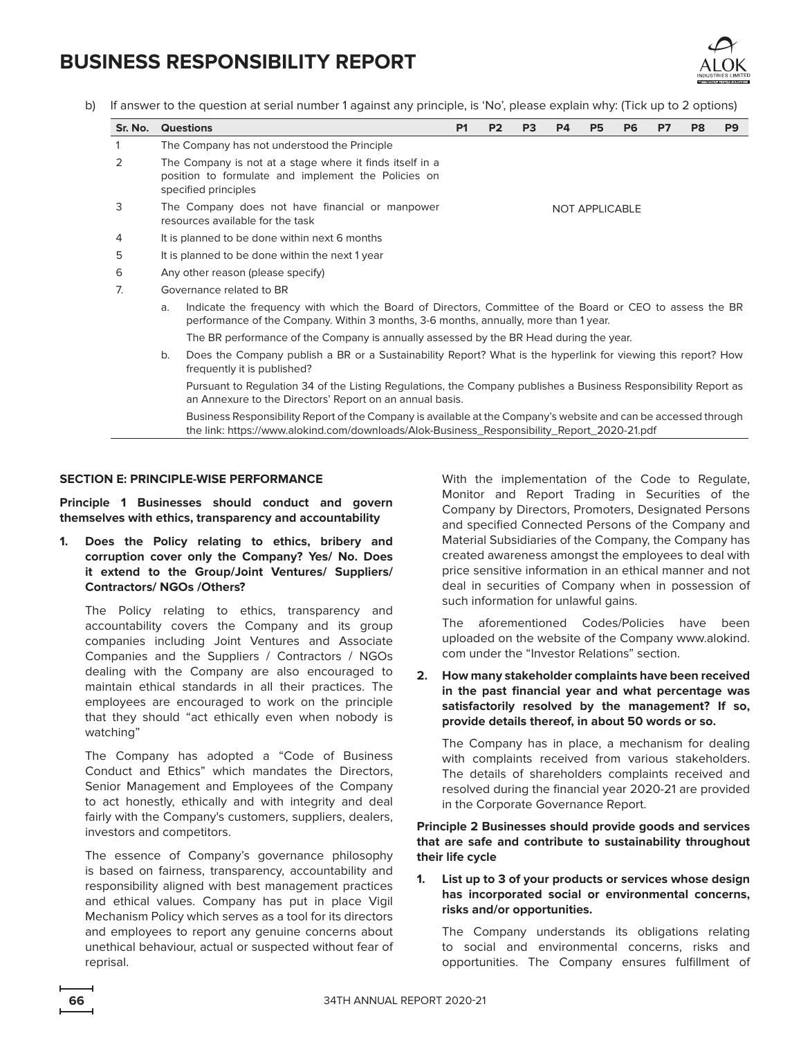# BUSINESS RESPONSIBILITY REPORT

b) If answer to the question at serial number 1 against any principle, is 'No', please explain why: (Tick up to 2 options)

| Sr. No. | Questions | P1 | P2 | P3 | P4 | P5 | P6 | P7 | P8 | P9 |
|---|---|---|---|---|---|---|---|---|---|---|
| 1 | The Company has not understood the Principle | | | | | | | | | |
| 2 | The Company is not at a stage where it finds itself in a position to formulate and implement the Policies on specified principles | | | | | | | | | |
| 3 | The Company does not have financial or manpower resources available for the task | NOT APPLICABLE | | | | | | | | |
| 4 | It is planned to be done within next 6 months | | | | | | | | | |
| 5 | It is planned to be done within the next 1 year | | | | | | | | | |
| 6 | Any other reason (please specify) | | | | | | | | | |

7. Governance related to BR

a. Indicate the frequency with which the Board of Directors, Committee of the Board or CEO to assess the BR performance of the Company. Within 3 months, 3-6 months, annually, more than 1 year.

The BR performance of the Company is annually assessed by the BR Head during the year.

b. Does the Company publish a BR or a Sustainability Report? What is the hyperlink for viewing this report? How frequently it is published?

Pursuant to Regulation 34 of the Listing Regulations, the Company publishes a Business Responsibility Report as an Annexure to the Directors' Report on an annual basis.

Business Responsibility Report of the Company is available at the Company's website and can be accessed through the link: https://www.alokind.com/downloads/Alok-Business_Responsibility_Report_2020-21.pdf

## SECTION E: PRINCIPLE-WISE PERFORMANCE

**Principle 1 Businesses should conduct and govern themselves with ethics, transparency and accountability**

1. **Does the Policy relating to ethics, bribery and corruption cover only the Company? Yes/ No. Does it extend to the Group/Joint Ventures/ Suppliers/ Contractors/ NGOs /Others?**

The Policy relating to ethics, transparency and accountability covers the Company and its group companies including Joint Ventures and Associate Companies and the Suppliers / Contractors / NGOs dealing with the Company are also encouraged to maintain ethical standards in all their practices. The employees are encouraged to work on the principle that they should "act ethically even when nobody is watching"

The Company has adopted a "Code of Business Conduct and Ethics" which mandates the Directors, Senior Management and Employees of the Company to act honestly, ethically and with integrity and deal fairly with the Company's customers, suppliers, dealers, investors and competitors.

The essence of Company's governance philosophy is based on fairness, transparency, accountability and responsibility aligned with best management practices and ethical values. Company has put in place Vigil Mechanism Policy which serves as a tool for its directors and employees to report any genuine concerns about unethical behaviour, actual or suspected without fear of reprisal.

With the implementation of the Code to Regulate, Monitor and Report Trading in Securities of the Company by Directors, Promoters, Designated Persons and specified Connected Persons of the Company and Material Subsidiaries of the Company, the Company has created awareness amongst the employees to deal with price sensitive information in an ethical manner and not deal in securities of Company when in possession of such information for unlawful gains.

The aforementioned Codes/Policies have been uploaded on the website of the Company www.alokind.com under the "Investor Relations" section.

2. **How many stakeholder complaints have been received in the past financial year and what percentage was satisfactorily resolved by the management? If so, provide details thereof, in about 50 words or so.**

The Company has in place, a mechanism for dealing with complaints received from various stakeholders. The details of shareholders complaints received and resolved during the financial year 2020-21 are provided in the Corporate Governance Report.

**Principle 2 Businesses should provide goods and services that are safe and contribute to sustainability throughout their life cycle**

1. **List up to 3 of your products or services whose design has incorporated social or environmental concerns, risks and/or opportunities.**

The Company understands its obligations relating to social and environmental concerns, risks and opportunities. The Company ensures fulfillment of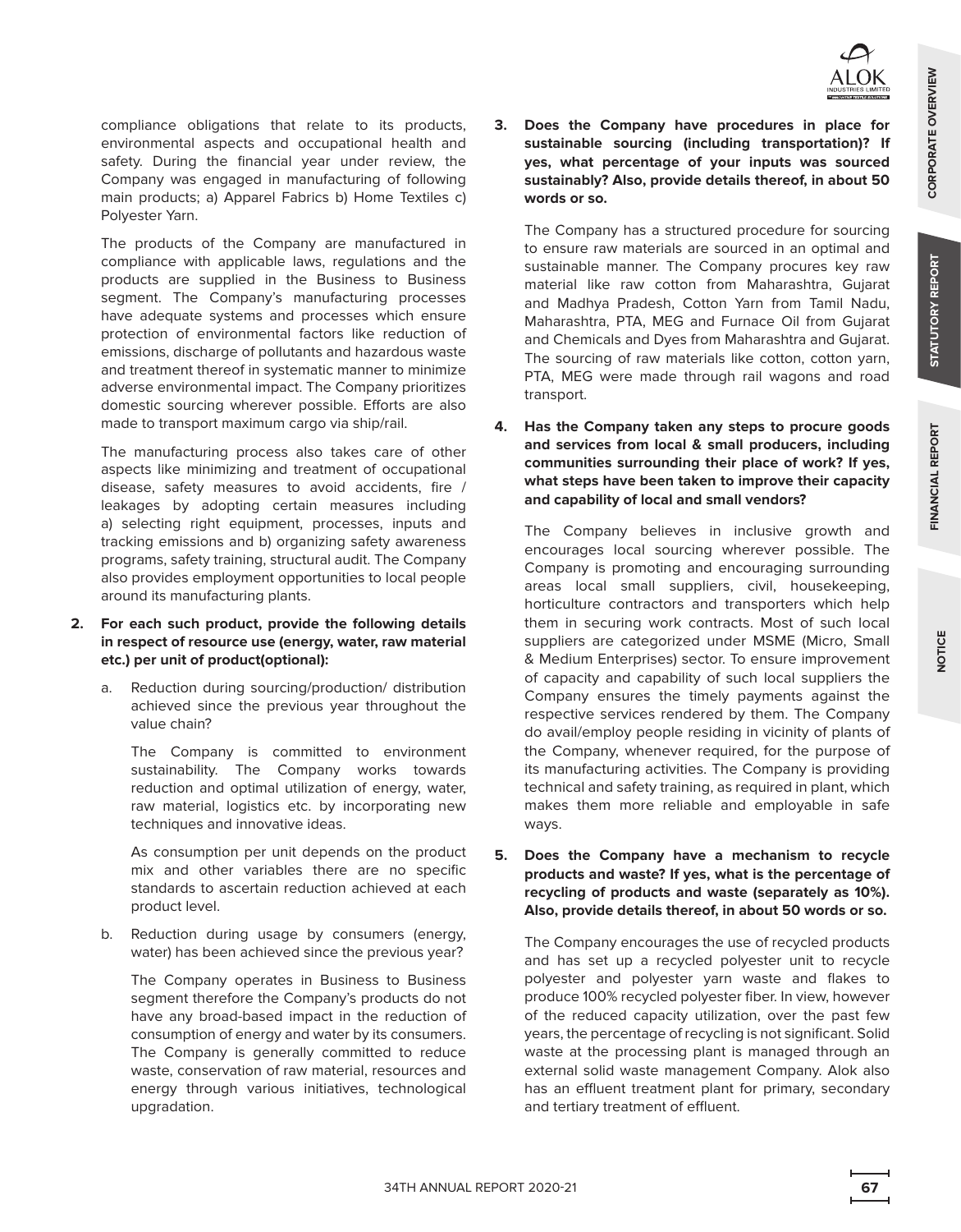compliance obligations that relate to its products, environmental aspects and occupational health and safety. During the financial year under review, the Company was engaged in manufacturing of following main products; a) Apparel Fabrics b) Home Textiles c) Polyester Yarn.

The products of the Company are manufactured in compliance with applicable laws, regulations and the products are supplied in the Business to Business segment. The Company's manufacturing processes have adequate systems and processes which ensure protection of environmental factors like reduction of emissions, discharge of pollutants and hazardous waste and treatment thereof in systematic manner to minimize adverse environmental impact. The Company prioritizes domestic sourcing wherever possible. Efforts are also made to transport maximum cargo via ship/rail.

The manufacturing process also takes care of other aspects like minimizing and treatment of occupational disease, safety measures to avoid accidents, fire / leakages by adopting certain measures including a) selecting right equipment, processes, inputs and tracking emissions and b) organizing safety awareness programs, safety training, structural audit. The Company also provides employment opportunities to local people around its manufacturing plants.

**2. For each such product, provide the following details in respect of resource use (energy, water, raw material etc.) per unit of product(optional):**

a. Reduction during sourcing/production/ distribution achieved since the previous year throughout the value chain?

The Company is committed to environment sustainability. The Company works towards reduction and optimal utilization of energy, water, raw material, logistics etc. by incorporating new techniques and innovative ideas.

As consumption per unit depends on the product mix and other variables there are no specific standards to ascertain reduction achieved at each product level.

b. Reduction during usage by consumers (energy, water) has been achieved since the previous year?

The Company operates in Business to Business segment therefore the Company's products do not have any broad-based impact in the reduction of consumption of energy and water by its consumers. The Company is generally committed to reduce waste, conservation of raw material, resources and energy through various initiatives, technological upgradation.

**3. Does the Company have procedures in place for sustainable sourcing (including transportation)? If yes, what percentage of your inputs was sourced sustainably? Also, provide details thereof, in about 50 words or so.**

The Company has a structured procedure for sourcing to ensure raw materials are sourced in an optimal and sustainable manner. The Company procures key raw material like raw cotton from Maharashtra, Gujarat and Madhya Pradesh, Cotton Yarn from Tamil Nadu, Maharashtra, PTA, MEG and Furnace Oil from Gujarat and Chemicals and Dyes from Maharashtra and Gujarat. The sourcing of raw materials like cotton, cotton yarn, PTA, MEG were made through rail wagons and road transport.

**4. Has the Company taken any steps to procure goods and services from local & small producers, including communities surrounding their place of work? If yes, what steps have been taken to improve their capacity and capability of local and small vendors?**

The Company believes in inclusive growth and encourages local sourcing wherever possible. The Company is promoting and encouraging surrounding areas local small suppliers, civil, housekeeping, horticulture contractors and transporters which help them in securing work contracts. Most of such local suppliers are categorized under MSME (Micro, Small & Medium Enterprises) sector. To ensure improvement of capacity and capability of such local suppliers the Company ensures the timely payments against the respective services rendered by them. The Company do avail/employ people residing in vicinity of plants of the Company, whenever required, for the purpose of its manufacturing activities. The Company is providing technical and safety training, as required in plant, which makes them more reliable and employable in safe ways.

**5. Does the Company have a mechanism to recycle products and waste? If yes, what is the percentage of recycling of products and waste (separately as 10%). Also, provide details thereof, in about 50 words or so.**

The Company encourages the use of recycled products and has set up a recycled polyester unit to recycle polyester and polyester yarn waste and flakes to produce 100% recycled polyester fiber. In view, however of the reduced capacity utilization, over the past few years, the percentage of recycling is not significant. Solid waste at the processing plant is managed through an external solid waste management Company. Alok also has an effluent treatment plant for primary, secondary and tertiary treatment of effluent.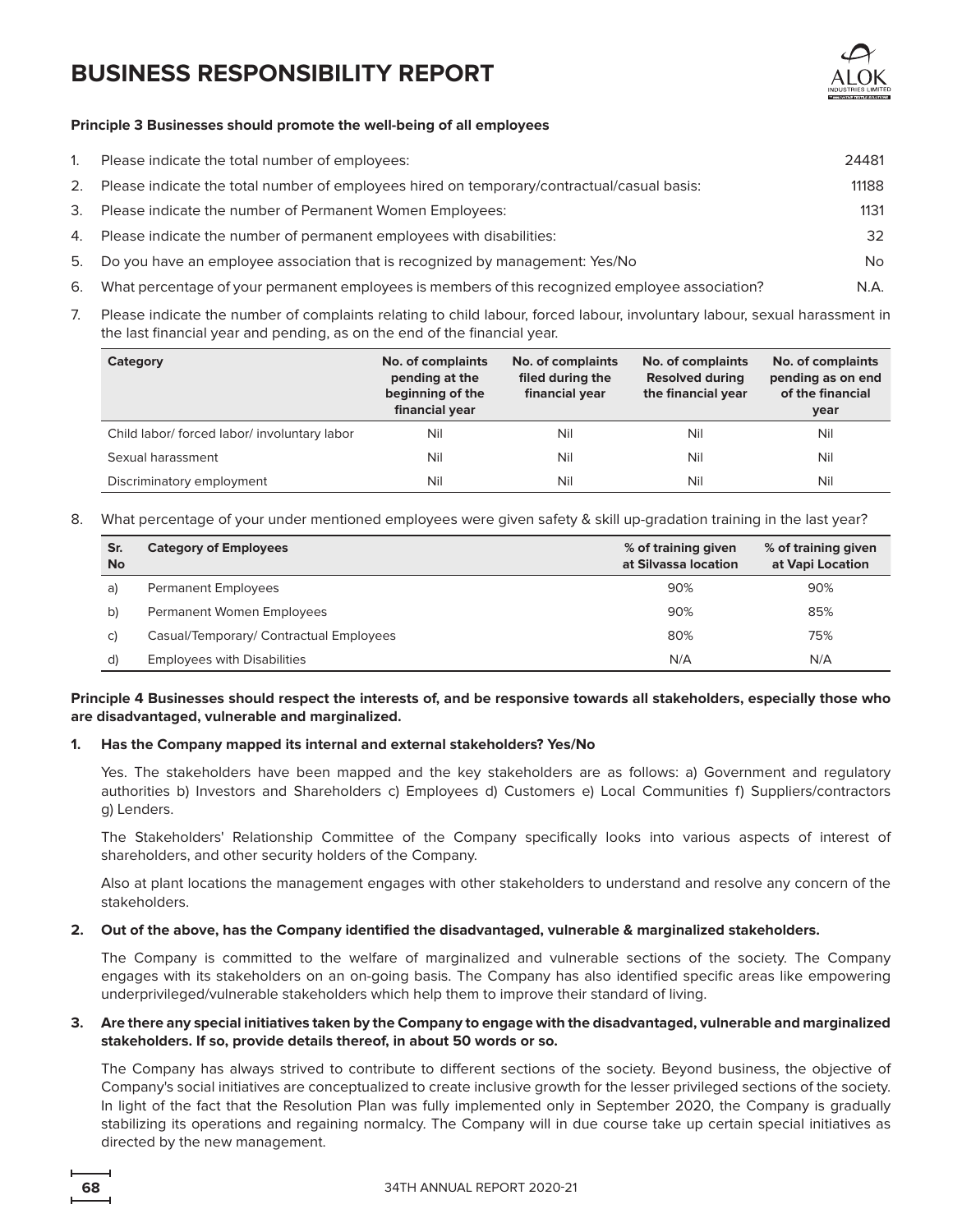# BUSINESS RESPONSIBILITY REPORT

**Principle 3 Businesses should promote the well-being of all employees**

| | | |
|---|---|---|
| 1. | Please indicate the total number of employees: | 24481 |
| 2. | Please indicate the total number of employees hired on temporary/contractual/casual basis: | 11188 |
| 3. | Please indicate the number of Permanent Women Employees: | 1131 |
| 4. | Please indicate the number of permanent employees with disabilities: | 32 |
| 5. | Do you have an employee association that is recognized by management: Yes/No | No |
| 6. | What percentage of your permanent employees is members of this recognized employee association? | N.A. |

7. Please indicate the number of complaints relating to child labour, forced labour, involuntary labour, sexual harassment in the last financial year and pending, as on the end of the financial year.

| Category | No. of complaints pending at the beginning of the financial year | No. of complaints filed during the financial year | No. of complaints Resolved during the financial year | No. of complaints pending as on end of the financial year |
|---|---|---|---|---|
| Child labor/ forced labor/ involuntary labor | Nil | Nil | Nil | Nil |
| Sexual harassment | Nil | Nil | Nil | Nil |
| Discriminatory employment | Nil | Nil | Nil | Nil |

8. What percentage of your under mentioned employees were given safety & skill up-gradation training in the last year?

| Sr. No | Category of Employees | % of training given at Silvassa location | % of training given at Vapi Location |
|---|---|---|---|
| a) | Permanent Employees | 90% | 90% |
| b) | Permanent Women Employees | 90% | 85% |
| c) | Casual/Temporary/ Contractual Employees | 80% | 75% |
| d) | Employees with Disabilities | N/A | N/A |

**Principle 4 Businesses should respect the interests of, and be responsive towards all stakeholders, especially those who are disadvantaged, vulnerable and marginalized.**

**1. Has the Company mapped its internal and external stakeholders? Yes/No**

Yes. The stakeholders have been mapped and the key stakeholders are as follows: a) Government and regulatory authorities b) Investors and Shareholders c) Employees d) Customers e) Local Communities f) Suppliers/contractors g) Lenders.

The Stakeholders' Relationship Committee of the Company specifically looks into various aspects of interest of shareholders, and other security holders of the Company.

Also at plant locations the management engages with other stakeholders to understand and resolve any concern of the stakeholders.

**2. Out of the above, has the Company identified the disadvantaged, vulnerable & marginalized stakeholders.**

The Company is committed to the welfare of marginalized and vulnerable sections of the society. The Company engages with its stakeholders on an on-going basis. The Company has also identified specific areas like empowering underprivileged/vulnerable stakeholders which help them to improve their standard of living.

**3. Are there any special initiatives taken by the Company to engage with the disadvantaged, vulnerable and marginalized stakeholders. If so, provide details thereof, in about 50 words or so.**

The Company has always strived to contribute to different sections of the society. Beyond business, the objective of Company's social initiatives are conceptualized to create inclusive growth for the lesser privileged sections of the society. In light of the fact that the Resolution Plan was fully implemented only in September 2020, the Company is gradually stabilizing its operations and regaining normalcy. The Company will in due course take up certain special initiatives as directed by the new management.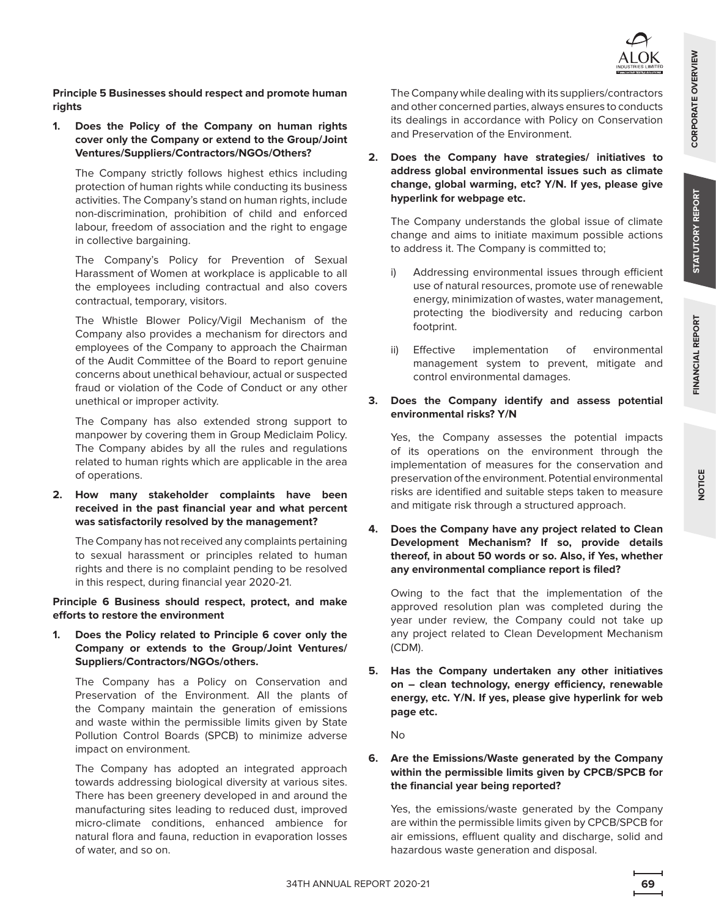**Principle 5 Businesses should respect and promote human rights**

1. **Does the Policy of the Company on human rights cover only the Company or extend to the Group/Joint Ventures/Suppliers/Contractors/NGOs/Others?**

   The Company strictly follows highest ethics including protection of human rights while conducting its business activities. The Company's stand on human rights, include non-discrimination, prohibition of child and enforced labour, freedom of association and the right to engage in collective bargaining.

   The Company's Policy for Prevention of Sexual Harassment of Women at workplace is applicable to all the employees including contractual and also covers contractual, temporary, visitors.

   The Whistle Blower Policy/Vigil Mechanism of the Company also provides a mechanism for directors and employees of the Company to approach the Chairman of the Audit Committee of the Board to report genuine concerns about unethical behaviour, actual or suspected fraud or violation of the Code of Conduct or any other unethical or improper activity.

   The Company has also extended strong support to manpower by covering them in Group Mediclaim Policy. The Company abides by all the rules and regulations related to human rights which are applicable in the area of operations.

2. **How many stakeholder complaints have been received in the past financial year and what percent was satisfactorily resolved by the management?**

   The Company has not received any complaints pertaining to sexual harassment or principles related to human rights and there is no complaint pending to be resolved in this respect, during financial year 2020-21.

**Principle 6 Business should respect, protect, and make efforts to restore the environment**

1. **Does the Policy related to Principle 6 cover only the Company or extends to the Group/Joint Ventures/ Suppliers/Contractors/NGOs/others.**

   The Company has a Policy on Conservation and Preservation of the Environment. All the plants of the Company maintain the generation of emissions and waste within the permissible limits given by State Pollution Control Boards (SPCB) to minimize adverse impact on environment.

   The Company has adopted an integrated approach towards addressing biological diversity at various sites. There has been greenery developed in and around the manufacturing sites leading to reduced dust, improved micro-climate conditions, enhanced ambience for natural flora and fauna, reduction in evaporation losses of water, and so on.

   The Company while dealing with its suppliers/contractors and other concerned parties, always ensures to conducts its dealings in accordance with Policy on Conservation and Preservation of the Environment.

2. **Does the Company have strategies/ initiatives to address global environmental issues such as climate change, global warming, etc? Y/N. If yes, please give hyperlink for webpage etc.**

   The Company understands the global issue of climate change and aims to initiate maximum possible actions to address it. The Company is committed to;

   i) Addressing environmental issues through efficient use of natural resources, promote use of renewable energy, minimization of wastes, water management, protecting the biodiversity and reducing carbon footprint.

   ii) Effective implementation of environmental management system to prevent, mitigate and control environmental damages.

3. **Does the Company identify and assess potential environmental risks? Y/N**

   Yes, the Company assesses the potential impacts of its operations on the environment through the implementation of measures for the conservation and preservation of the environment. Potential environmental risks are identified and suitable steps taken to measure and mitigate risk through a structured approach.

4. **Does the Company have any project related to Clean Development Mechanism? If so, provide details thereof, in about 50 words or so. Also, if Yes, whether any environmental compliance report is filed?**

   Owing to the fact that the implementation of the approved resolution plan was completed during the year under review, the Company could not take up any project related to Clean Development Mechanism (CDM).

5. **Has the Company undertaken any other initiatives on – clean technology, energy efficiency, renewable energy, etc. Y/N. If yes, please give hyperlink for web page etc.**

   No

6. **Are the Emissions/Waste generated by the Company within the permissible limits given by CPCB/SPCB for the financial year being reported?**

   Yes, the emissions/waste generated by the Company are within the permissible limits given by CPCB/SPCB for air emissions, effluent quality and discharge, solid and hazardous waste generation and disposal.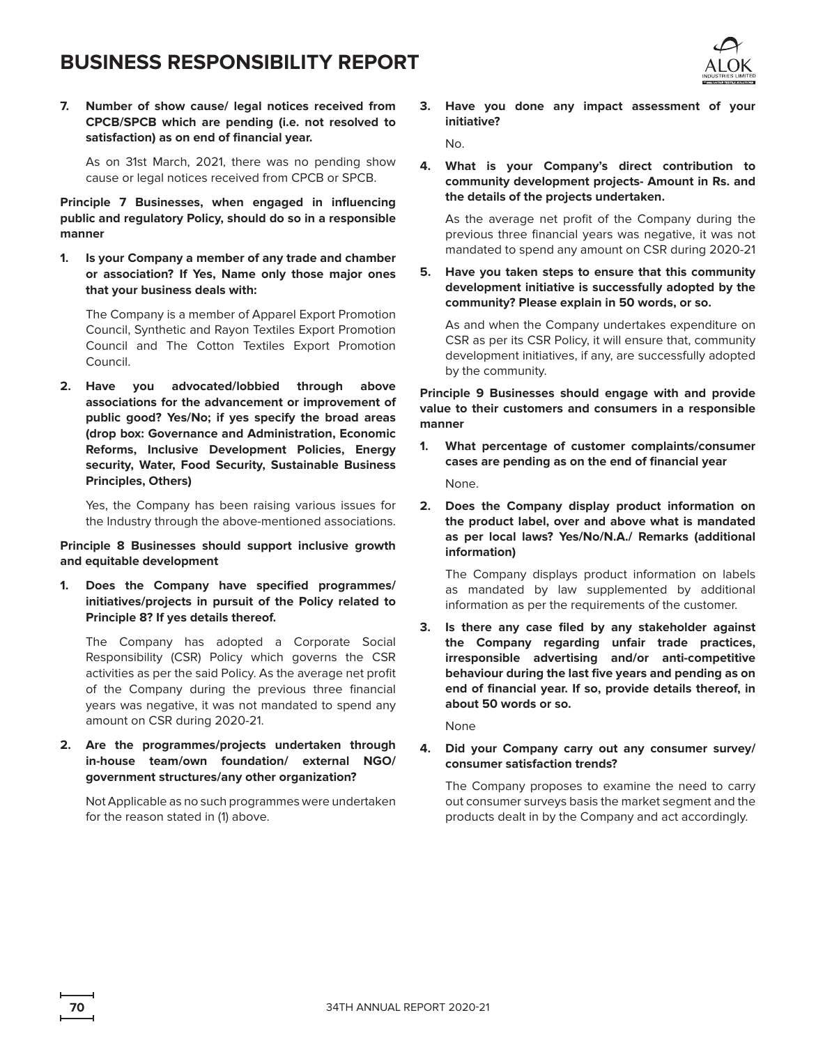**7. Number of show cause/ legal notices received from CPCB/SPCB which are pending (i.e. not resolved to satisfaction) as on end of financial year.**

As on 31st March, 2021, there was no pending show cause or legal notices received from CPCB or SPCB.

**Principle 7 Businesses, when engaged in influencing public and regulatory Policy, should do so in a responsible manner**

**1. Is your Company a member of any trade and chamber or association? If Yes, Name only those major ones that your business deals with:**

The Company is a member of Apparel Export Promotion Council, Synthetic and Rayon Textiles Export Promotion Council and The Cotton Textiles Export Promotion Council.

**2. Have you advocated/lobbied through above associations for the advancement or improvement of public good? Yes/No; if yes specify the broad areas (drop box: Governance and Administration, Economic Reforms, Inclusive Development Policies, Energy security, Water, Food Security, Sustainable Business Principles, Others)**

Yes, the Company has been raising various issues for the Industry through the above-mentioned associations.

**Principle 8 Businesses should support inclusive growth and equitable development**

**1. Does the Company have specified programmes/ initiatives/projects in pursuit of the Policy related to Principle 8? If yes details thereof.**

The Company has adopted a Corporate Social Responsibility (CSR) Policy which governs the CSR activities as per the said Policy. As the average net profit of the Company during the previous three financial years was negative, it was not mandated to spend any amount on CSR during 2020-21.

**2. Are the programmes/projects undertaken through in-house team/own foundation/ external NGO/ government structures/any other organization?**

Not Applicable as no such programmes were undertaken for the reason stated in (1) above.

**3. Have you done any impact assessment of your initiative?**

No.

**4. What is your Company's direct contribution to community development projects- Amount in Rs. and the details of the projects undertaken.**

As the average net profit of the Company during the previous three financial years was negative, it was not mandated to spend any amount on CSR during 2020-21

**5. Have you taken steps to ensure that this community development initiative is successfully adopted by the community? Please explain in 50 words, or so.**

As and when the Company undertakes expenditure on CSR as per its CSR Policy, it will ensure that, community development initiatives, if any, are successfully adopted by the community.

**Principle 9 Businesses should engage with and provide value to their customers and consumers in a responsible manner**

**1. What percentage of customer complaints/consumer cases are pending as on the end of financial year**

None.

**2. Does the Company display product information on the product label, over and above what is mandated as per local laws? Yes/No/N.A./ Remarks (additional information)**

The Company displays product information on labels as mandated by law supplemented by additional information as per the requirements of the customer.

**3. Is there any case filed by any stakeholder against the Company regarding unfair trade practices, irresponsible advertising and/or anti-competitive behaviour during the last five years and pending as on end of financial year. If so, provide details thereof, in about 50 words or so.**

None

**4. Did your Company carry out any consumer survey/ consumer satisfaction trends?**

The Company proposes to examine the need to carry out consumer surveys basis the market segment and the products dealt in by the Company and act accordingly.